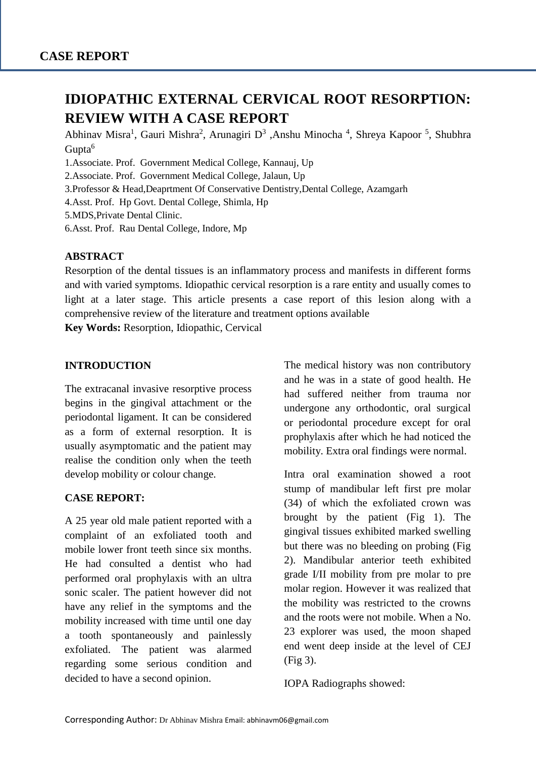**CASE REPORT**

# IDIOPATHIC EXTERNAL CERVICAL ROOT RESORPTION: REVIEW WITH A CASE REPORT

Abhinav Misra[1], Gauri Mishra[2], Arunagiri D[3] ,Anshu Minocha [4], Shreya Kapoor [5], Shubhra Gupta[6]

1.Associate. Prof. Government Medical College, Kannauj, Up
2.Associate. Prof. Government Medical College, Jalaun, Up
3.Professor & Head,Deaprtment Of Conservative Dentistry,Dental College, Azamgarh
4.Asst. Prof. Hp Govt. Dental College, Shimla, Hp
5.MDS,Private Dental Clinic.
6.Asst. Prof. Rau Dental College, Indore, Mp

## ABSTRACT

Resorption of the dental tissues is an inflammatory process and manifests in different forms and with varied symptoms. Idiopathic cervical resorption is a rare entity and usually comes to light at a later stage. This article presents a case report of this lesion along with a comprehensive review of the literature and treatment options available

**Key Words:** Resorption, Idiopathic, Cervical

## INTRODUCTION

The extracanal invasive resorptive process begins in the gingival attachment or the periodontal ligament. It can be considered as a form of external resorption. It is usually asymptomatic and the patient may realise the condition only when the teeth develop mobility or colour change.

## CASE REPORT:

A 25 year old male patient reported with a complaint of an exfoliated tooth and mobile lower front teeth since six months. He had consulted a dentist who had performed oral prophylaxis with an ultra sonic scaler. The patient however did not have any relief in the symptoms and the mobility increased with time until one day a tooth spontaneously and painlessly exfoliated. The patient was alarmed regarding some serious condition and decided to have a second opinion.

The medical history was non contributory and he was in a state of good health. He had suffered neither from trauma nor undergone any orthodontic, oral surgical or periodontal procedure except for oral prophylaxis after which he had noticed the mobility. Extra oral findings were normal.

Intra oral examination showed a root stump of mandibular left first pre molar (34) of which the exfoliated crown was brought by the patient (Fig 1). The gingival tissues exhibited marked swelling but there was no bleeding on probing (Fig 2). Mandibular anterior teeth exhibited grade I/II mobility from pre molar to pre molar region. However it was realized that the mobility was restricted to the crowns and the roots were not mobile. When a No. 23 explorer was used, the moon shaped end went deep inside at the level of CEJ (Fig 3).

IOPA Radiographs showed:

Corresponding Author: Dr Abhinav Mishra Email: abhinavm06@gmail.com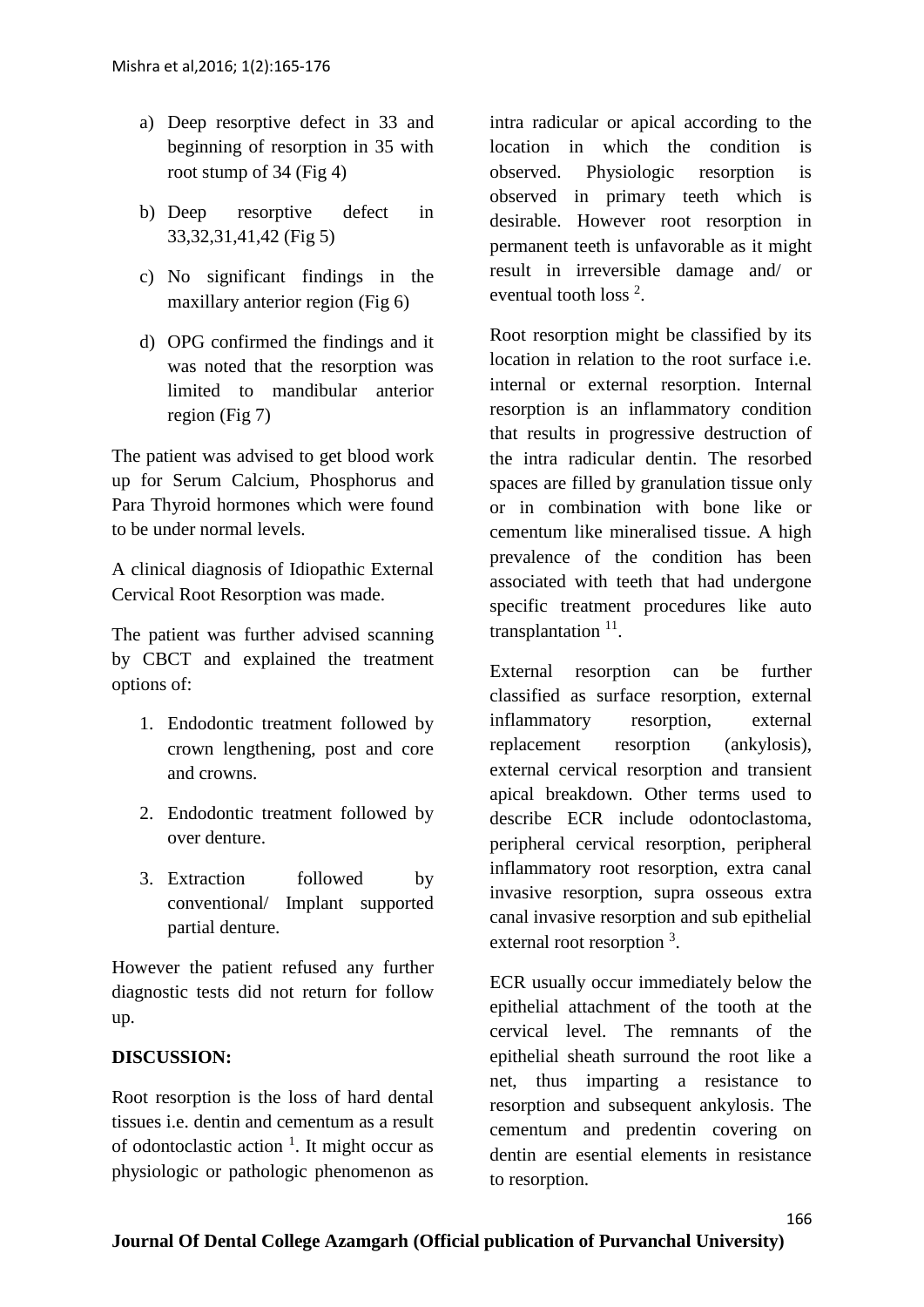a) Deep resorptive defect in 33 and beginning of resorption in 35 with root stump of 34 (Fig 4)

b) Deep resorptive defect in 33,32,31,41,42 (Fig 5)

c) No significant findings in the maxillary anterior region (Fig 6)

d) OPG confirmed the findings and it was noted that the resorption was limited to mandibular anterior region (Fig 7)

The patient was advised to get blood work up for Serum Calcium, Phosphorus and Para Thyroid hormones which were found to be under normal levels.

A clinical diagnosis of Idiopathic External Cervical Root Resorption was made.

The patient was further advised scanning by CBCT and explained the treatment options of:

1. Endodontic treatment followed by crown lengthening, post and core and crowns.
2. Endodontic treatment followed by over denture.
3. Extraction followed by conventional/ Implant supported partial denture.

However the patient refused any further diagnostic tests did not return for follow up.

**DISCUSSION:**

Root resorption is the loss of hard dental tissues i.e. dentin and cementum as a result of odontoclastic action [1]. It might occur as physiologic or pathologic phenomenon as intra radicular or apical according to the location in which the condition is observed. Physiologic resorption is observed in primary teeth which is desirable. However root resorption in permanent teeth is unfavorable as it might result in irreversible damage and/ or eventual tooth loss [2].

Root resorption might be classified by its location in relation to the root surface i.e. internal or external resorption. Internal resorption is an inflammatory condition that results in progressive destruction of the intra radicular dentin. The resorbed spaces are filled by granulation tissue only or in combination with bone like or cementum like mineralised tissue. A high prevalence of the condition has been associated with teeth that had undergone specific treatment procedures like auto transplantation [11].

External resorption can be further classified as surface resorption, external inflammatory resorption, external replacement resorption (ankylosis), external cervical resorption and transient apical breakdown. Other terms used to describe ECR include odontoclastoma, peripheral cervical resorption, peripheral inflammatory root resorption, extra canal invasive resorption, supra osseous extra canal invasive resorption and sub epithelial external root resorption [3].

ECR usually occur immediately below the epithelial attachment of the tooth at the cervical level. The remnants of the epithelial sheath surround the root like a net, thus imparting a resistance to resorption and subsequent ankylosis. The cementum and predentin covering on dentin are esential elements in resistance to resorption.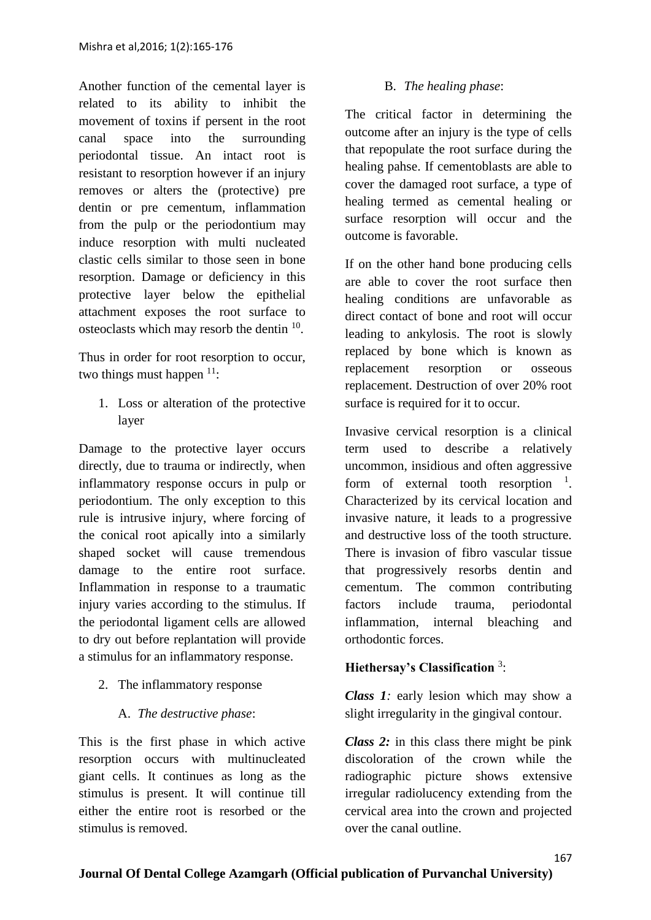Another function of the cemental layer is related to its ability to inhibit the movement of toxins if persent in the root canal space into the surrounding periodontal tissue. An intact root is resistant to resorption however if an injury removes or alters the (protective) pre dentin or pre cementum, inflammation from the pulp or the periodontium may induce resorption with multi nucleated clastic cells similar to those seen in bone resorption. Damage or deficiency in this protective layer below the epithelial attachment exposes the root surface to osteoclasts which may resorb the dentin [10].

Thus in order for root resorption to occur, two things must happen [11]:

1. Loss or alteration of the protective layer

Damage to the protective layer occurs directly, due to trauma or indirectly, when inflammatory response occurs in pulp or periodontium. The only exception to this rule is intrusive injury, where forcing of the conical root apically into a similarly shaped socket will cause tremendous damage to the entire root surface. Inflammation in response to a traumatic injury varies according to the stimulus. If the periodontal ligament cells are allowed to dry out before replantation will provide a stimulus for an inflammatory response.

2. The inflammatory response

   A. *The destructive phase*:

This is the first phase in which active resorption occurs with multinucleated giant cells. It continues as long as the stimulus is present. It will continue till either the entire root is resorbed or the stimulus is removed.

   B. *The healing phase*:

The critical factor in determining the outcome after an injury is the type of cells that repopulate the root surface during the healing pahse. If cementoblasts are able to cover the damaged root surface, a type of healing termed as cemental healing or surface resorption will occur and the outcome is favorable.

If on the other hand bone producing cells are able to cover the root surface then healing conditions are unfavorable as direct contact of bone and root will occur leading to ankylosis. The root is slowly replaced by bone which is known as replacement resorption or osseous replacement. Destruction of over 20% root surface is required for it to occur.

Invasive cervical resorption is a clinical term used to describe a relatively uncommon, insidious and often aggressive form of external tooth resorption [1]. Characterized by its cervical location and invasive nature, it leads to a progressive and destructive loss of the tooth structure. There is invasion of fibro vascular tissue that progressively resorbs dentin and cementum. The common contributing factors include trauma, periodontal inflammation, internal bleaching and orthodontic forces.

**Hiethersay's Classification** [3]:

***Class 1**:* early lesion which may show a slight irregularity in the gingival contour.

***Class 2:*** in this class there might be pink discoloration of the crown while the radiographic picture shows extensive irregular radiolucency extending from the cervical area into the crown and projected over the canal outline.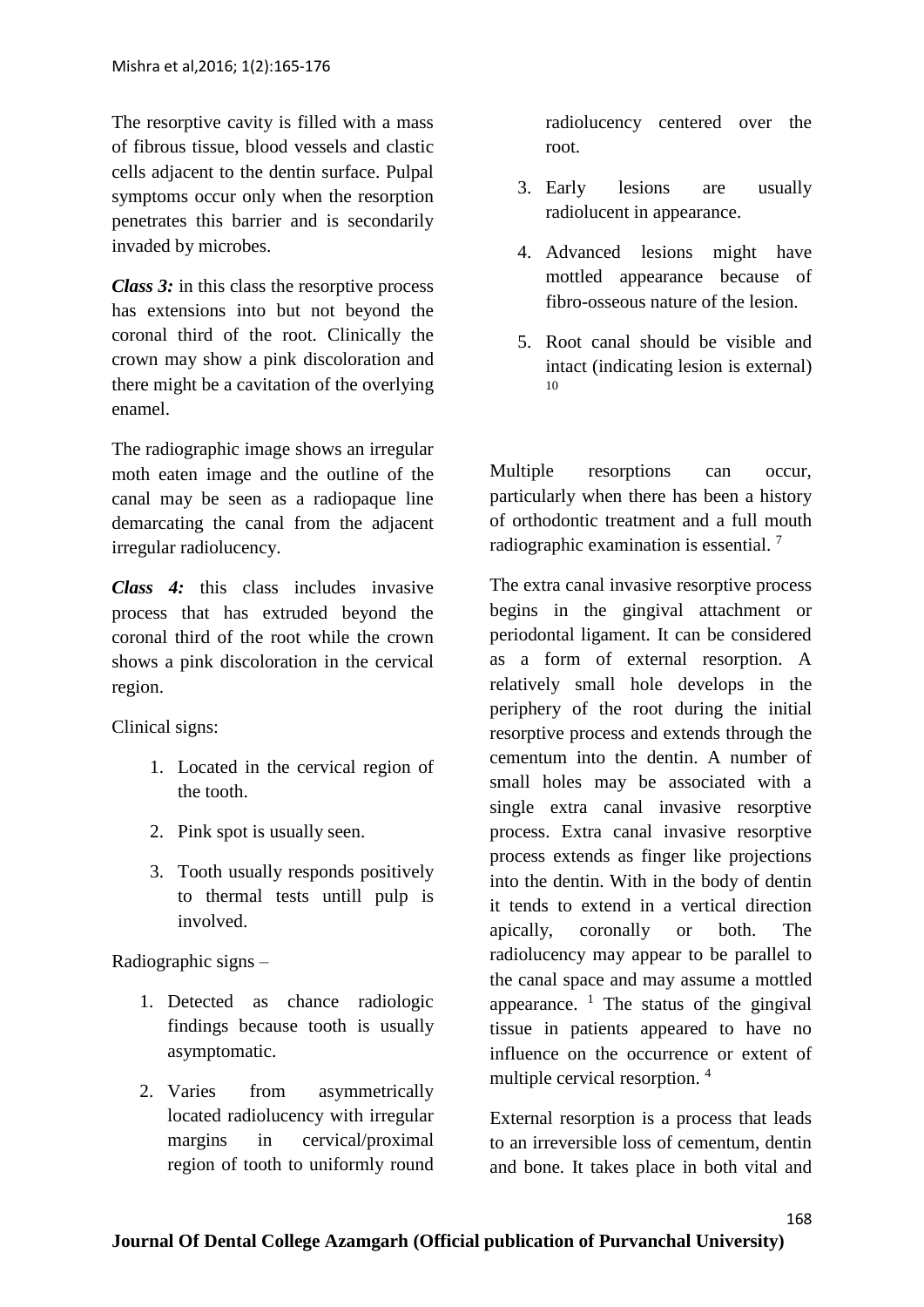The resorptive cavity is filled with a mass of fibrous tissue, blood vessels and clastic cells adjacent to the dentin surface. Pulpal symptoms occur only when the resorption penetrates this barrier and is secondarily invaded by microbes.

***Class 3:*** in this class the resorptive process has extensions into but not beyond the coronal third of the root. Clinically the crown may show a pink discoloration and there might be a cavitation of the overlying enamel.

The radiographic image shows an irregular moth eaten image and the outline of the canal may be seen as a radiopaque line demarcating the canal from the adjacent irregular radiolucency.

***Class 4:*** this class includes invasive process that has extruded beyond the coronal third of the root while the crown shows a pink discoloration in the cervical region.

Clinical signs:

1. Located in the cervical region of the tooth.
2. Pink spot is usually seen.
3. Tooth usually responds positively to thermal tests untill pulp is involved.

Radiographic signs –

1. Detected as chance radiologic findings because tooth is usually asymptomatic.
2. Varies from asymmetrically located radiolucency with irregular margins in cervical/proximal region of tooth to uniformly round radiolucency centered over the root.
3. Early lesions are usually radiolucent in appearance.
4. Advanced lesions might have mottled appearance because of fibro-osseous nature of the lesion.
5. Root canal should be visible and intact (indicating lesion is external) [10]

Multiple resorptions can occur, particularly when there has been a history of orthodontic treatment and a full mouth radiographic examination is essential. [7]

The extra canal invasive resorptive process begins in the gingival attachment or periodontal ligament. It can be considered as a form of external resorption. A relatively small hole develops in the periphery of the root during the initial resorptive process and extends through the cementum into the dentin. A number of small holes may be associated with a single extra canal invasive resorptive process. Extra canal invasive resorptive process extends as finger like projections into the dentin. With in the body of dentin it tends to extend in a vertical direction apically, coronally or both. The radiolucency may appear to be parallel to the canal space and may assume a mottled appearance. [1] The status of the gingival tissue in patients appeared to have no influence on the occurrence or extent of multiple cervical resorption. [4]

External resorption is a process that leads to an irreversible loss of cementum, dentin and bone. It takes place in both vital and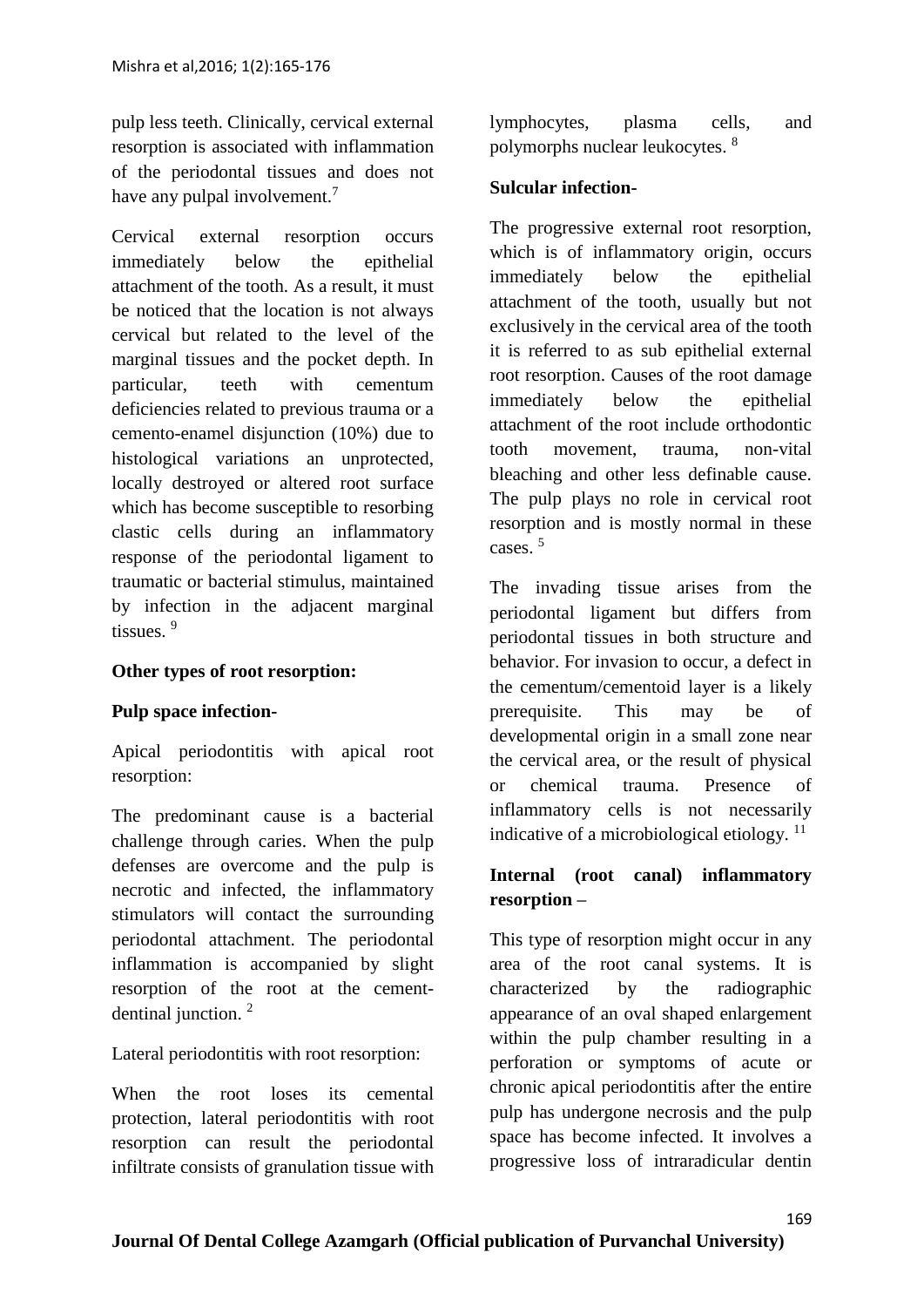pulp less teeth. Clinically, cervical external resorption is associated with inflammation of the periodontal tissues and does not have any pulpal involvement.[7]

Cervical external resorption occurs immediately below the epithelial attachment of the tooth. As a result, it must be noticed that the location is not always cervical but related to the level of the marginal tissues and the pocket depth. In particular, teeth with cementum deficiencies related to previous trauma or a cemento-enamel disjunction (10%) due to histological variations an unprotected, locally destroyed or altered root surface which has become susceptible to resorbing clastic cells during an inflammatory response of the periodontal ligament to traumatic or bacterial stimulus, maintained by infection in the adjacent marginal tissues. [9]

**Other types of root resorption:**

**Pulp space infection-**

Apical periodontitis with apical root resorption:

The predominant cause is a bacterial challenge through caries. When the pulp defenses are overcome and the pulp is necrotic and infected, the inflammatory stimulators will contact the surrounding periodontal attachment. The periodontal inflammation is accompanied by slight resorption of the root at the cement-dentinal junction. [2]

Lateral periodontitis with root resorption:

When the root loses its cemental protection, lateral periodontitis with root resorption can result the periodontal infiltrate consists of granulation tissue with lymphocytes, plasma cells, and polymorphs nuclear leukocytes. [8]

**Sulcular infection-**

The progressive external root resorption, which is of inflammatory origin, occurs immediately below the epithelial attachment of the tooth, usually but not exclusively in the cervical area of the tooth it is referred to as sub epithelial external root resorption. Causes of the root damage immediately below the epithelial attachment of the root include orthodontic tooth movement, trauma, non-vital bleaching and other less definable cause. The pulp plays no role in cervical root resorption and is mostly normal in these cases. [5]

The invading tissue arises from the periodontal ligament but differs from periodontal tissues in both structure and behavior. For invasion to occur, a defect in the cementum/cementoid layer is a likely prerequisite. This may be of developmental origin in a small zone near the cervical area, or the result of physical or chemical trauma. Presence of inflammatory cells is not necessarily indicative of a microbiological etiology. [11]

**Internal (root canal) inflammatory resorption –**

This type of resorption might occur in any area of the root canal systems. It is characterized by the radiographic appearance of an oval shaped enlargement within the pulp chamber resulting in a perforation or symptoms of acute or chronic apical periodontitis after the entire pulp has undergone necrosis and the pulp space has become infected. It involves a progressive loss of intraradicular dentin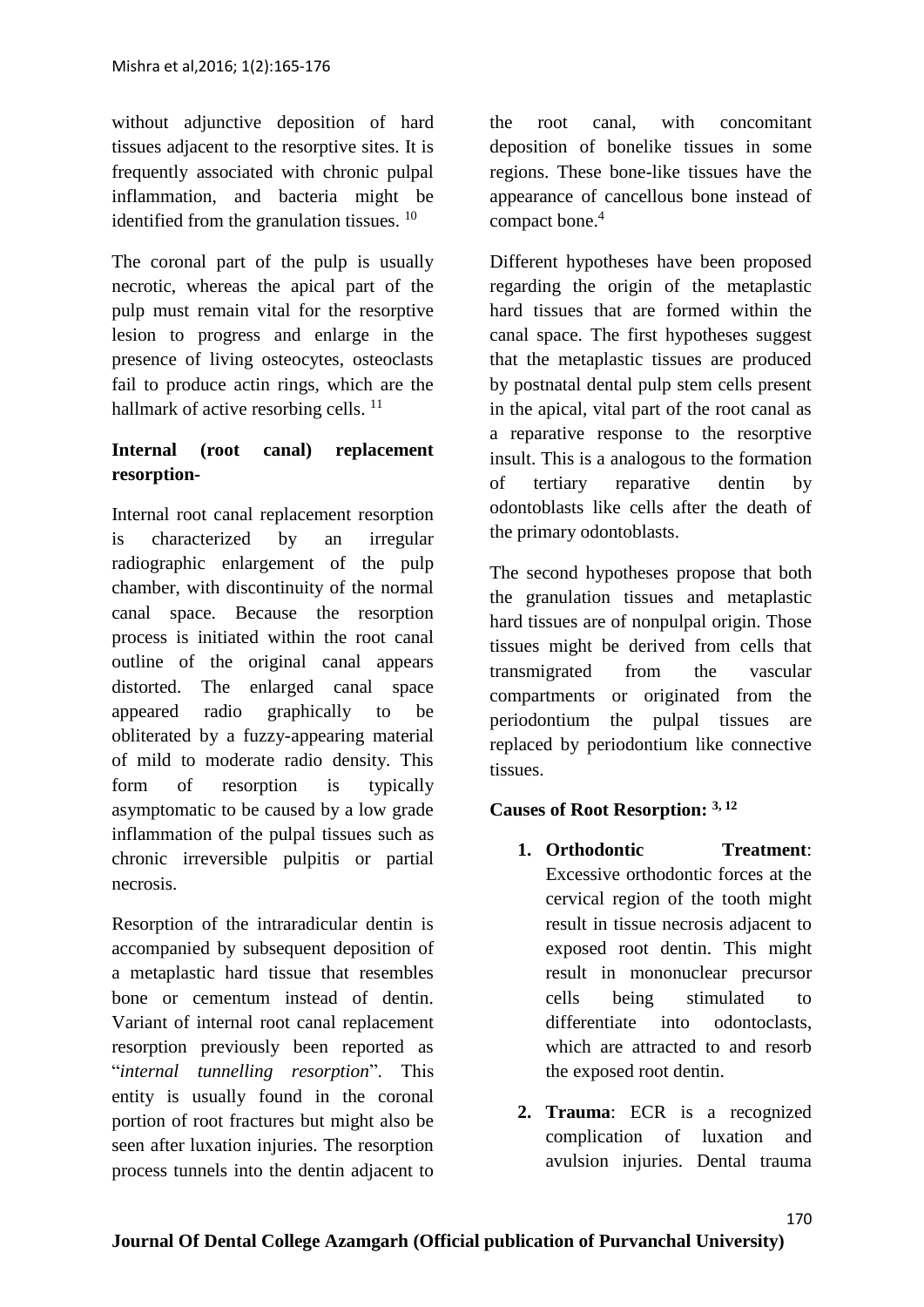without adjunctive deposition of hard tissues adjacent to the resorptive sites. It is frequently associated with chronic pulpal inflammation, and bacteria might be identified from the granulation tissues. [10]

The coronal part of the pulp is usually necrotic, whereas the apical part of the pulp must remain vital for the resorptive lesion to progress and enlarge in the presence of living osteocytes, osteoclasts fail to produce actin rings, which are the hallmark of active resorbing cells. [11]

**Internal (root canal) replacement resorption-**

Internal root canal replacement resorption is characterized by an irregular radiographic enlargement of the pulp chamber, with discontinuity of the normal canal space. Because the resorption process is initiated within the root canal outline of the original canal appears distorted. The enlarged canal space appeared radio graphically to be obliterated by a fuzzy-appearing material of mild to moderate radio density. This form of resorption is typically asymptomatic to be caused by a low grade inflammation of the pulpal tissues such as chronic irreversible pulpitis or partial necrosis.

Resorption of the intraradicular dentin is accompanied by subsequent deposition of a metaplastic hard tissue that resembles bone or cementum instead of dentin. Variant of internal root canal replacement resorption previously been reported as "*internal tunnelling resorption*". This entity is usually found in the coronal portion of root fractures but might also be seen after luxation injuries. The resorption process tunnels into the dentin adjacent to the root canal, with concomitant deposition of bonelike tissues in some regions. These bone-like tissues have the appearance of cancellous bone instead of compact bone.[4]

Different hypotheses have been proposed regarding the origin of the metaplastic hard tissues that are formed within the canal space. The first hypotheses suggest that the metaplastic tissues are produced by postnatal dental pulp stem cells present in the apical, vital part of the root canal as a reparative response to the resorptive insult. This is a analogous to the formation of tertiary reparative dentin by odontoblasts like cells after the death of the primary odontoblasts.

The second hypotheses propose that both the granulation tissues and metaplastic hard tissues are of nonpulpal origin. Those tissues might be derived from cells that transmigrated from the vascular compartments or originated from the periodontium the pulpal tissues are replaced by periodontium like connective tissues.

**Causes of Root Resorption: [3, 12]**

1. **Orthodontic Treatment**: Excessive orthodontic forces at the cervical region of the tooth might result in tissue necrosis adjacent to exposed root dentin. This might result in mononuclear precursor cells being stimulated to differentiate into odontoclasts, which are attracted to and resorb the exposed root dentin.
2. **Trauma**: ECR is a recognized complication of luxation and avulsion injuries. Dental trauma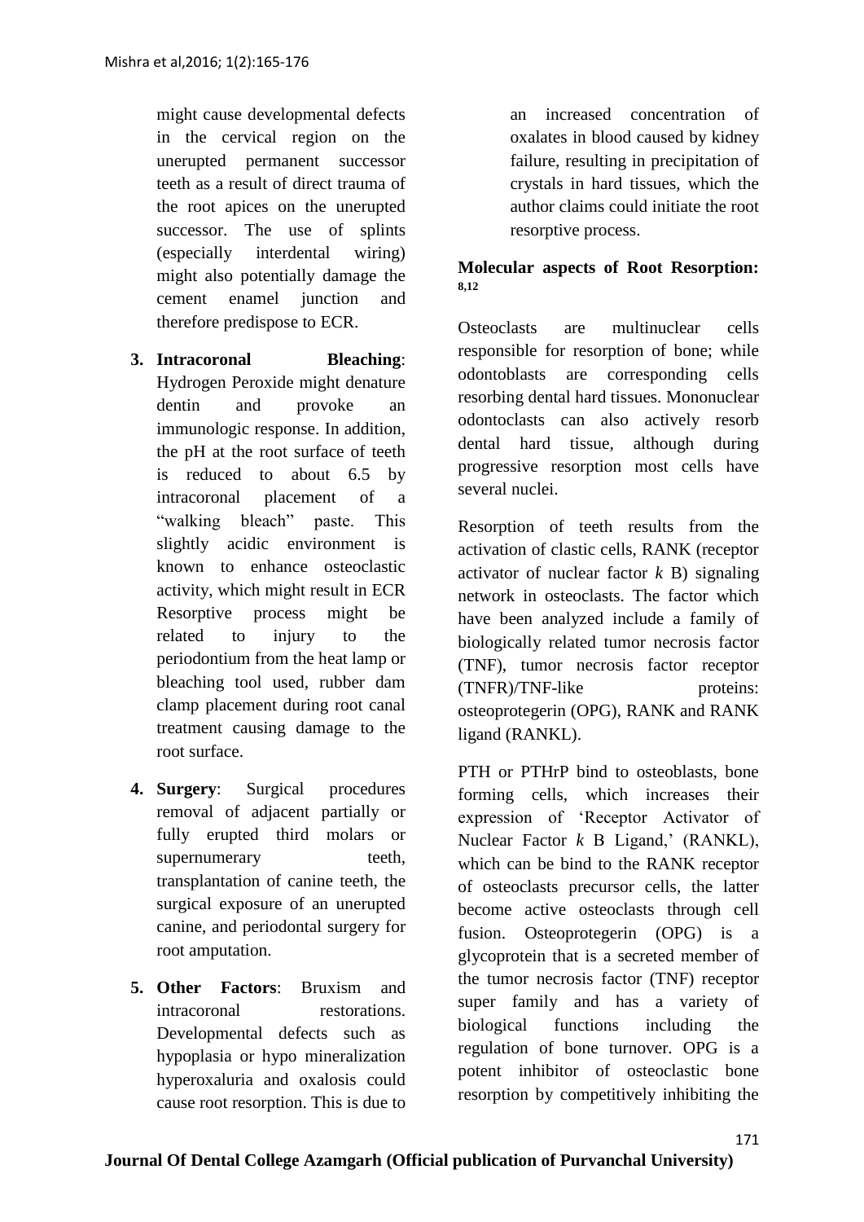might cause developmental defects in the cervical region on the unerupted permanent successor teeth as a result of direct trauma of the root apices on the unerupted successor. The use of splints (especially interdental wiring) might also potentially damage the cement enamel junction and therefore predispose to ECR.

3. **Intracoronal Bleaching**: Hydrogen Peroxide might denature dentin and provoke an immunologic response. In addition, the pH at the root surface of teeth is reduced to about 6.5 by intracoronal placement of a "walking bleach" paste. This slightly acidic environment is known to enhance osteoclastic activity, which might result in ECR Resorptive process might be related to injury to the periodontium from the heat lamp or bleaching tool used, rubber dam clamp placement during root canal treatment causing damage to the root surface.

4. **Surgery**: Surgical procedures removal of adjacent partially or fully erupted third molars or supernumerary teeth, transplantation of canine teeth, the surgical exposure of an unerupted canine, and periodontal surgery for root amputation.

5. **Other Factors**: Bruxism and intracoronal restorations. Developmental defects such as hypoplasia or hypo mineralization hyperoxaluria and oxalosis could cause root resorption. This is due to an increased concentration of oxalates in blood caused by kidney failure, resulting in precipitation of crystals in hard tissues, which the author claims could initiate the root resorptive process.

**Molecular aspects of Root Resorption:** [8,12]

Osteoclasts are multinuclear cells responsible for resorption of bone; while odontoblasts are corresponding cells resorbing dental hard tissues. Mononuclear odontoclasts can also actively resorb dental hard tissue, although during progressive resorption most cells have several nuclei.

Resorption of teeth results from the activation of clastic cells, RANK (receptor activator of nuclear factor *k* B) signaling network in osteoclasts. The factor which have been analyzed include a family of biologically related tumor necrosis factor (TNF), tumor necrosis factor receptor (TNFR)/TNF-like proteins: osteoprotegerin (OPG), RANK and RANK ligand (RANKL).

PTH or PTHrP bind to osteoblasts, bone forming cells, which increases their expression of 'Receptor Activator of Nuclear Factor *k* B Ligand,' (RANKL), which can be bind to the RANK receptor of osteoclasts precursor cells, the latter become active osteoclasts through cell fusion. Osteoprotegerin (OPG) is a glycoprotein that is a secreted member of the tumor necrosis factor (TNF) receptor super family and has a variety of biological functions including the regulation of bone turnover. OPG is a potent inhibitor of osteoclastic bone resorption by competitively inhibiting the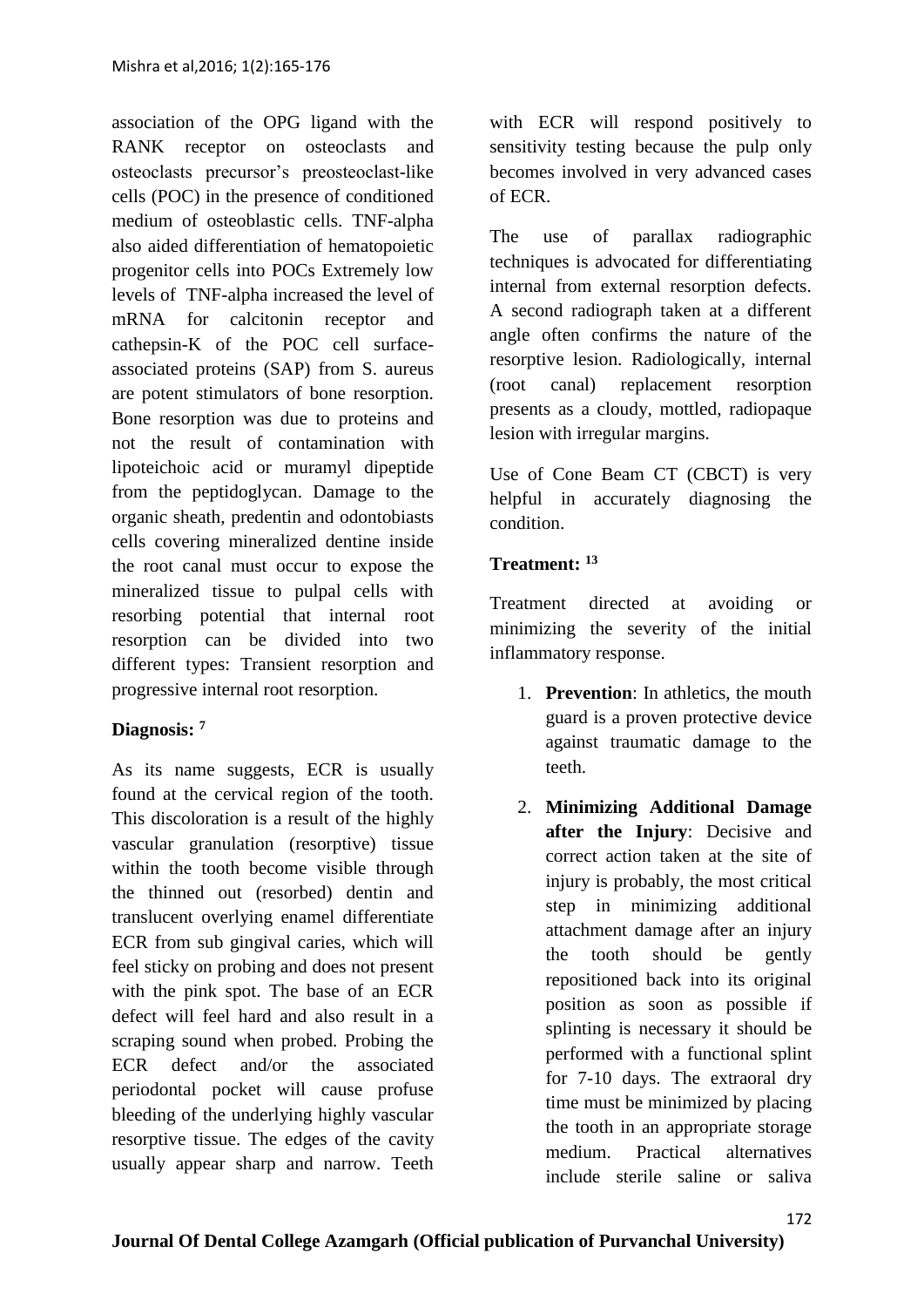association of the OPG ligand with the RANK receptor on osteoclasts and osteoclasts precursor's preosteoclast-like cells (POC) in the presence of conditioned medium of osteoblastic cells. TNF-alpha also aided differentiation of hematopoietic progenitor cells into POCs Extremely low levels of TNF-alpha increased the level of mRNA for calcitonin receptor and cathepsin-K of the POC cell surface-associated proteins (SAP) from S. aureus are potent stimulators of bone resorption. Bone resorption was due to proteins and not the result of contamination with lipoteichoic acid or muramyl dipeptide from the peptidoglycan. Damage to the organic sheath, predentin and odontobiasts cells covering mineralized dentine inside the root canal must occur to expose the mineralized tissue to pulpal cells with resorbing potential that internal root resorption can be divided into two different types: Transient resorption and progressive internal root resorption.

**Diagnosis: [7]**

As its name suggests, ECR is usually found at the cervical region of the tooth. This discoloration is a result of the highly vascular granulation (resorptive) tissue within the tooth become visible through the thinned out (resorbed) dentin and translucent overlying enamel differentiate ECR from sub gingival caries, which will feel sticky on probing and does not present with the pink spot. The base of an ECR defect will feel hard and also result in a scraping sound when probed. Probing the ECR defect and/or the associated periodontal pocket will cause profuse bleeding of the underlying highly vascular resorptive tissue. The edges of the cavity usually appear sharp and narrow. Teeth with ECR will respond positively to sensitivity testing because the pulp only becomes involved in very advanced cases of ECR.

The use of parallax radiographic techniques is advocated for differentiating internal from external resorption defects. A second radiograph taken at a different angle often confirms the nature of the resorptive lesion. Radiologically, internal (root canal) replacement resorption presents as a cloudy, mottled, radiopaque lesion with irregular margins.

Use of Cone Beam CT (CBCT) is very helpful in accurately diagnosing the condition.

**Treatment: [13]**

Treatment directed at avoiding or minimizing the severity of the initial inflammatory response.

1. **Prevention**: In athletics, the mouth guard is a proven protective device against traumatic damage to the teeth.
2. **Minimizing Additional Damage after the Injury**: Decisive and correct action taken at the site of injury is probably, the most critical step in minimizing additional attachment damage after an injury the tooth should be gently repositioned back into its original position as soon as possible if splinting is necessary it should be performed with a functional splint for 7-10 days. The extraoral dry time must be minimized by placing the tooth in an appropriate storage medium. Practical alternatives include sterile saline or saliva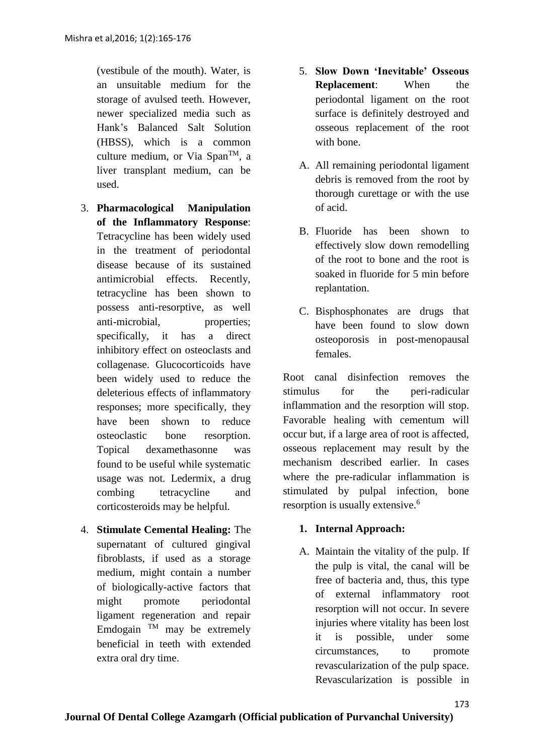(vestibule of the mouth). Water, is an unsuitable medium for the storage of avulsed teeth. However, newer specialized media such as Hank's Balanced Salt Solution (HBSS), which is a common culture medium, or Via Span$^{TM}$, a liver transplant medium, can be used.

3. **Pharmacological Manipulation of the Inflammatory Response**: Tetracycline has been widely used in the treatment of periodontal disease because of its sustained antimicrobial effects. Recently, tetracycline has been shown to possess anti-resorptive, as well anti-microbial, properties; specifically, it has a direct inhibitory effect on osteoclasts and collagenase. Glucocorticoids have been widely used to reduce the deleterious effects of inflammatory responses; more specifically, they have been shown to reduce osteoclastic bone resorption. Topical dexamethasonne was found to be useful while systematic usage was not. Ledermix, a drug combing tetracycline and corticosteroids may be helpful.

4. **Stimulate Cemental Healing:** The supernatant of cultured gingival fibroblasts, if used as a storage medium, might contain a number of biologically-active factors that might promote periodontal ligament regeneration and repair Emdogain $^{TM}$ may be extremely beneficial in teeth with extended extra oral dry time.

5. **Slow Down 'Inevitable' Osseous Replacement**: When the periodontal ligament on the root surface is definitely destroyed and osseous replacement of the root with bone.

A. All remaining periodontal ligament debris is removed from the root by thorough curettage or with the use of acid.

B. Fluoride has been shown to effectively slow down remodelling of the root to bone and the root is soaked in fluoride for 5 min before replantation.

C. Bisphosphonates are drugs that have been found to slow down osteoporosis in post-menopausal females.

Root canal disinfection removes the stimulus for the peri-radicular inflammation and the resorption will stop. Favorable healing with cementum will occur but, if a large area of root is affected, osseous replacement may result by the mechanism described earlier. In cases where the pre-radicular inflammation is stimulated by pulpal infection, bone resorption is usually extensive.[6]

1. **Internal Approach:**

A. Maintain the vitality of the pulp. If the pulp is vital, the canal will be free of bacteria and, thus, this type of external inflammatory root resorption will not occur. In severe injuries where vitality has been lost it is possible, under some circumstances, to promote revascularization of the pulp space. Revascularization is possible in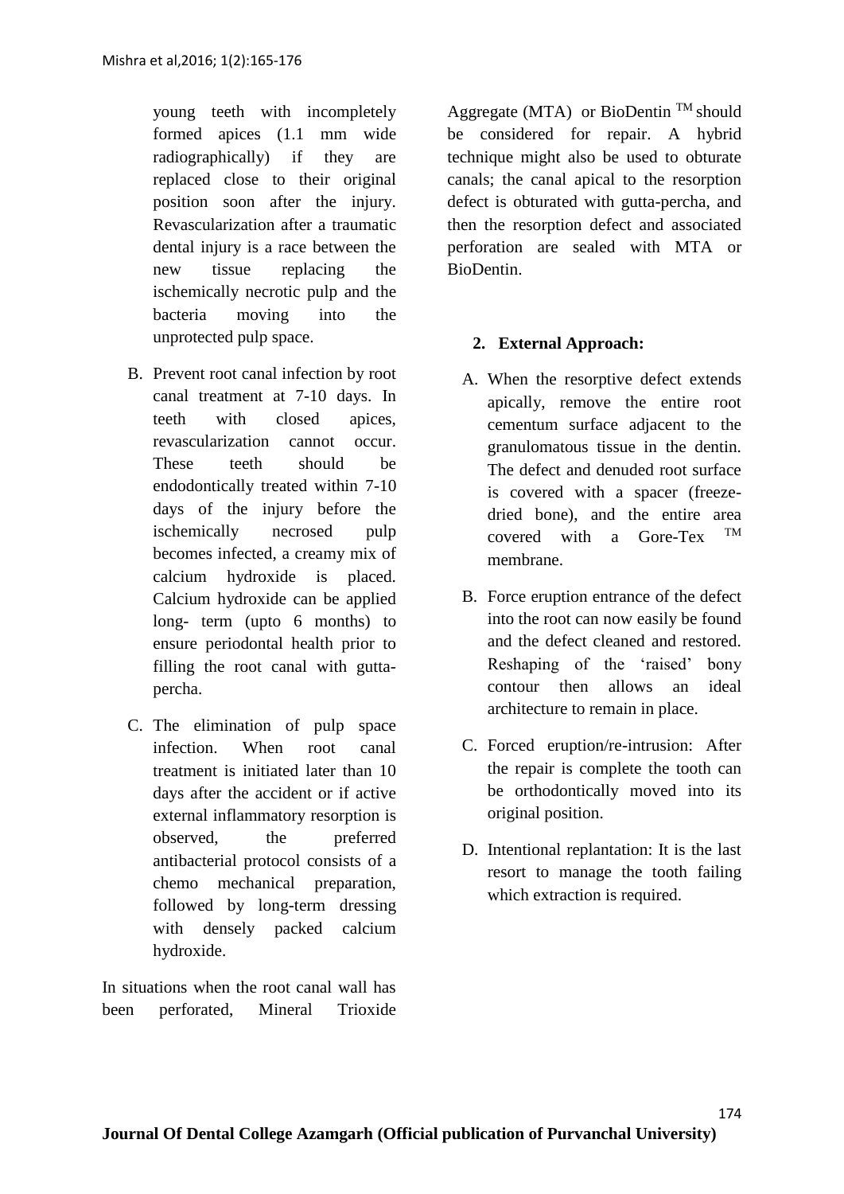young teeth with incompletely formed apices (1.1 mm wide radiographically) if they are replaced close to their original position soon after the injury. Revascularization after a traumatic dental injury is a race between the new tissue replacing the ischemically necrotic pulp and the bacteria moving into the unprotected pulp space.

B. Prevent root canal infection by root canal treatment at 7-10 days. In teeth with closed apices, revascularization cannot occur. These teeth should be endodontically treated within 7-10 days of the injury before the ischemically necrosed pulp becomes infected, a creamy mix of calcium hydroxide is placed. Calcium hydroxide can be applied long- term (upto 6 months) to ensure periodontal health prior to filling the root canal with gutta-percha.

C. The elimination of pulp space infection. When root canal treatment is initiated later than 10 days after the accident or if active external inflammatory resorption is observed, the preferred antibacterial protocol consists of a chemo mechanical preparation, followed by long-term dressing with densely packed calcium hydroxide.

In situations when the root canal wall has been perforated, Mineral Trioxide Aggregate (MTA) or BioDentin ™ should be considered for repair. A hybrid technique might also be used to obturate canals; the canal apical to the resorption defect is obturated with gutta-percha, and then the resorption defect and associated perforation are sealed with MTA or BioDentin.

**2. External Approach:**

A. When the resorptive defect extends apically, remove the entire root cementum surface adjacent to the granulomatous tissue in the dentin. The defect and denuded root surface is covered with a spacer (freeze-dried bone), and the entire area covered with a Gore-Tex ™ membrane.

B. Force eruption entrance of the defect into the root can now easily be found and the defect cleaned and restored. Reshaping of the 'raised' bony contour then allows an ideal architecture to remain in place.

C. Forced eruption/re-intrusion: After the repair is complete the tooth can be orthodontically moved into its original position.

D. Intentional replantation: It is the last resort to manage the tooth failing which extraction is required.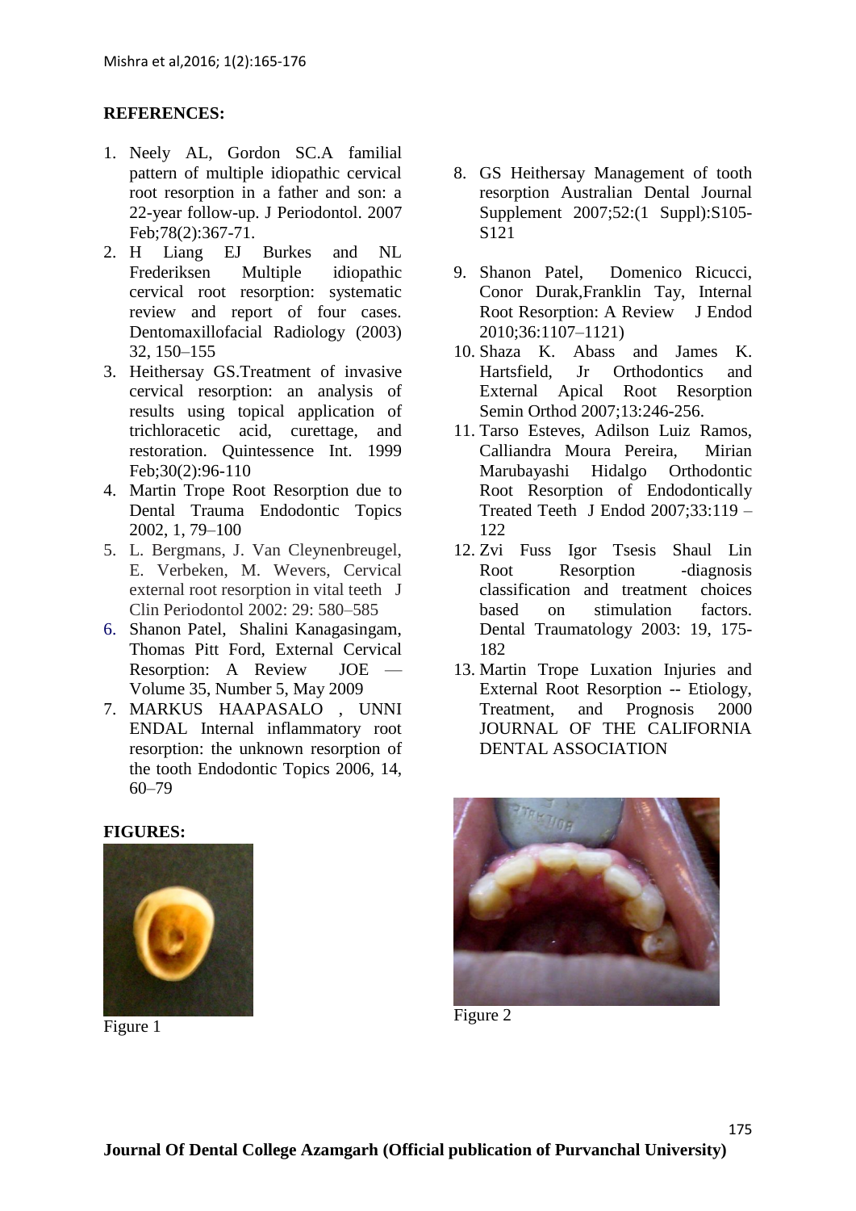## REFERENCES:

1. Neely AL, Gordon SC.A familial pattern of multiple idiopathic cervical root resorption in a father and son: a 22-year follow-up. J Periodontol. 2007 Feb;78(2):367-71.
2. H Liang EJ Burkes and NL Frederiksen Multiple idiopathic cervical root resorption: systematic review and report of four cases. Dentomaxillofacial Radiology (2003) 32, 150–155
3. Heithersay GS.Treatment of invasive cervical resorption: an analysis of results using topical application of trichloracetic acid, curettage, and restoration. Quintessence Int. 1999 Feb;30(2):96-110
4. Martin Trope Root Resorption due to Dental Trauma Endodontic Topics 2002, 1, 79–100
5. L. Bergmans, J. Van Cleynenbreugel, E. Verbeken, M. Wevers, Cervical external root resorption in vital teeth J Clin Periodontol 2002: 29: 580–585
6. Shanon Patel, Shalini Kanagasingam, Thomas Pitt Ford, External Cervical Resorption: A Review JOE — Volume 35, Number 5, May 2009
7. MARKUS HAAPASALO , UNNI ENDAL Internal inflammatory root resorption: the unknown resorption of the tooth Endodontic Topics 2006, 14, 60–79
8. GS Heithersay Management of tooth resorption Australian Dental Journal Supplement 2007;52:(1 Suppl):S105-S121
9. Shanon Patel, Domenico Ricucci, Conor Durak,Franklin Tay, Internal Root Resorption: A Review J Endod 2010;36:1107–1121)
10. Shaza K. Abass and James K. Hartsfield, Jr Orthodontics and External Apical Root Resorption Semin Orthod 2007;13:246-256.
11. Tarso Esteves, Adilson Luiz Ramos, Calliandra Moura Pereira, Mirian Marubayashi Hidalgo Orthodontic Root Resorption of Endodontically Treated Teeth J Endod 2007;33:119 – 122
12. Zvi Fuss Igor Tsesis Shaul Lin Root Resorption -diagnosis classification and treatment choices based on stimulation factors. Dental Traumatology 2003: 19, 175-182
13. Martin Trope Luxation Injuries and External Root Resorption -- Etiology, Treatment, and Prognosis 2000 JOURNAL OF THE CALIFORNIA DENTAL ASSOCIATION

## FIGURES:

Figure 1

Figure 2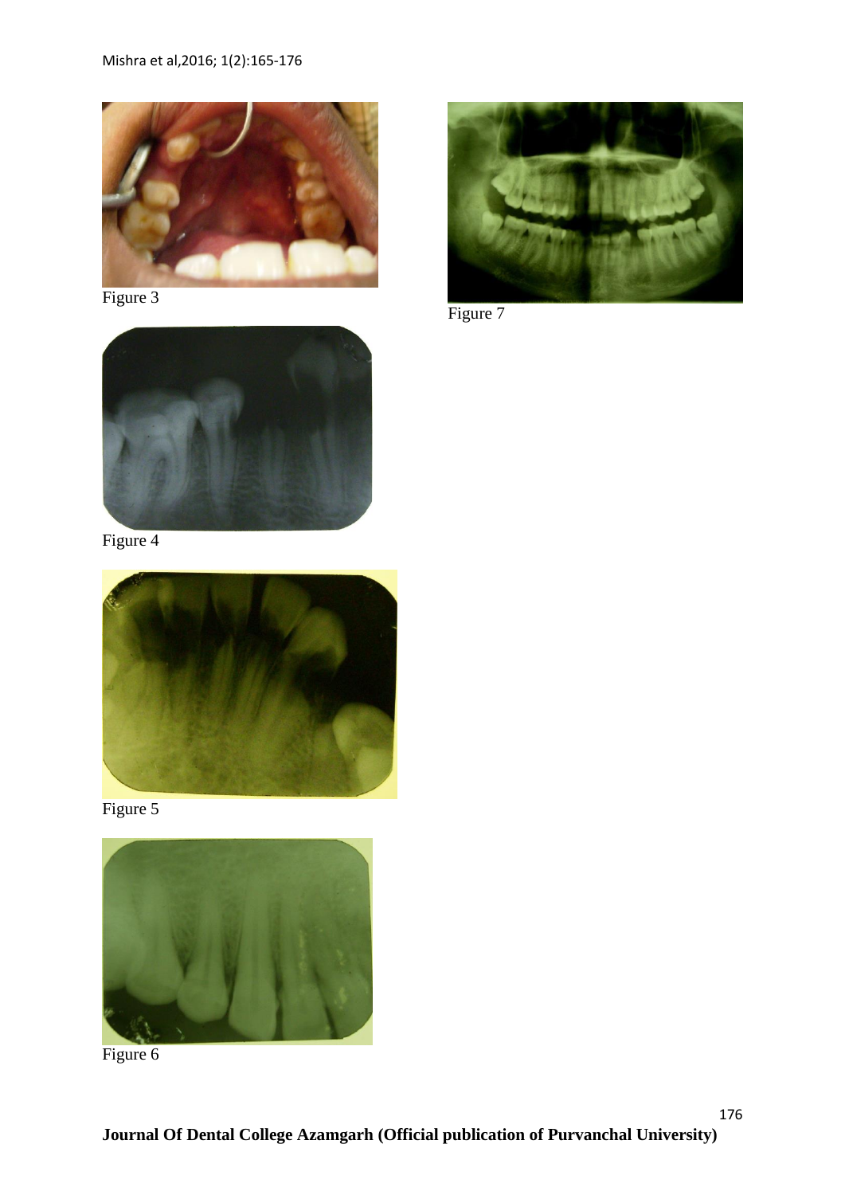Figure 3

Figure 7

Figure 4

Figure 5

Figure 6